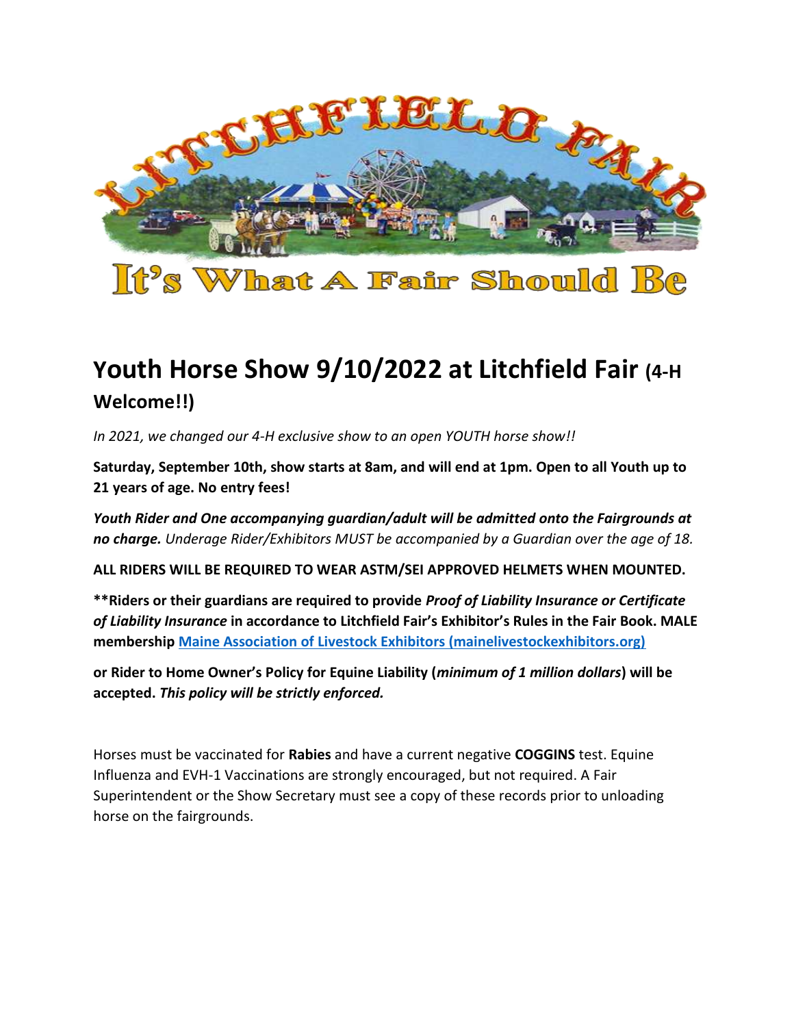LITCHFIELD FAIR

It's What A Fair Should Be

# Youth Horse Show 9/10/2022 at Litchfield Fair (4-H Welcome!!)

*In 2021, we changed our 4-H exclusive show to an open YOUTH horse show!!*

**Saturday, September 10th, show starts at 8am, and will end at 1pm. Open to all Youth up to 21 years of age. No entry fees!**

***Youth Rider and One accompanying guardian/adult will be admitted onto the Fairgrounds at no charge.*** *Underage Rider/Exhibitors MUST be accompanied by a Guardian over the age of 18.*

**ALL RIDERS WILL BE REQUIRED TO WEAR ASTM/SEI APPROVED HELMETS WHEN MOUNTED.**

**\*\*Riders or their guardians are required to provide *Proof of Liability Insurance or Certificate of Liability Insurance* in accordance to Litchfield Fair's Exhibitor's Rules in the Fair Book. MALE membership [Maine Association of Livestock Exhibitors (mainelivestockexhibitors.org)](mainelivestockexhibitors.org)**

**or Rider to Home Owner's Policy for Equine Liability (*minimum of 1 million dollars*) will be accepted. *This policy will be strictly enforced.***

Horses must be vaccinated for **Rabies** and have a current negative **COGGINS** test. Equine Influenza and EVH-1 Vaccinations are strongly encouraged, but not required. A Fair Superintendent or the Show Secretary must see a copy of these records prior to unloading horse on the fairgrounds.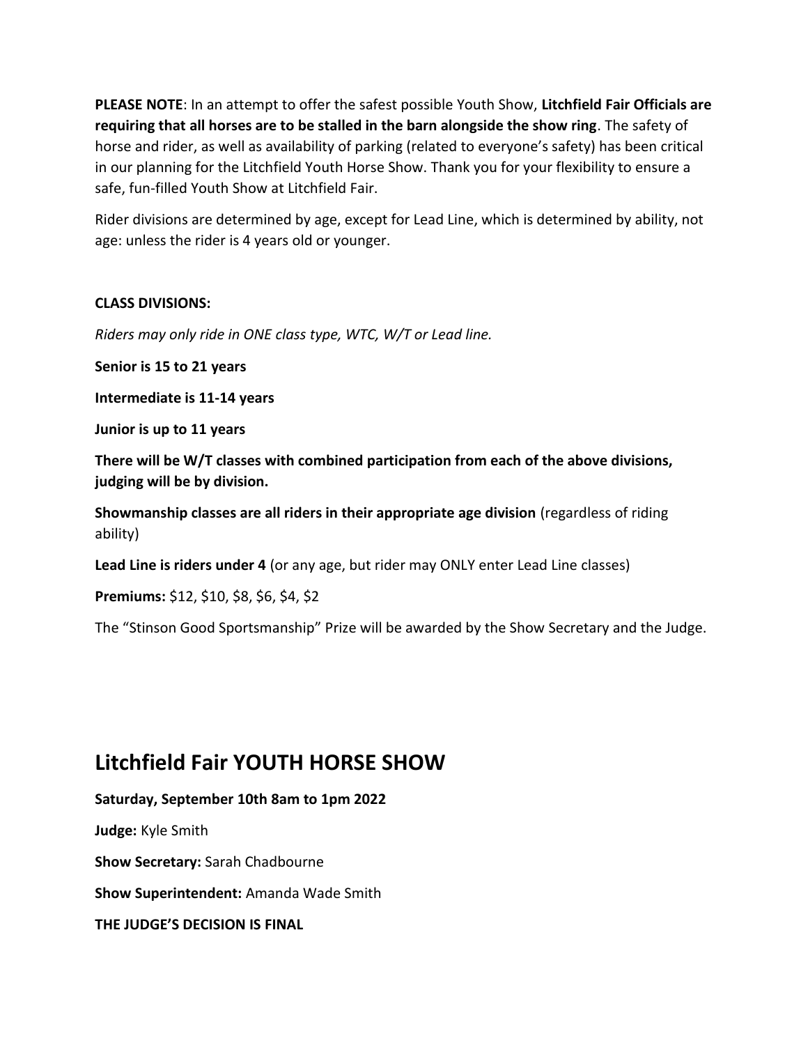**PLEASE NOTE**: In an attempt to offer the safest possible Youth Show, **Litchfield Fair Officials are requiring that all horses are to be stalled in the barn alongside the show ring**. The safety of horse and rider, as well as availability of parking (related to everyone's safety) has been critical in our planning for the Litchfield Youth Horse Show. Thank you for your flexibility to ensure a safe, fun-filled Youth Show at Litchfield Fair.

Rider divisions are determined by age, except for Lead Line, which is determined by ability, not age: unless the rider is 4 years old or younger.

**CLASS DIVISIONS:**

*Riders may only ride in ONE class type, WTC, W/T or Lead line.*

**Senior is 15 to 21 years**

**Intermediate is 11-14 years**

**Junior is up to 11 years**

**There will be W/T classes with combined participation from each of the above divisions, judging will be by division.**

**Showmanship classes are all riders in their appropriate age division** (regardless of riding ability)

**Lead Line is riders under 4** (or any age, but rider may ONLY enter Lead Line classes)

**Premiums:** $12, $10, $8, $6, $4, $2

The "Stinson Good Sportsmanship" Prize will be awarded by the Show Secretary and the Judge.

## Litchfield Fair YOUTH HORSE SHOW

**Saturday, September 10th 8am to 1pm 2022**

**Judge:** Kyle Smith

**Show Secretary:** Sarah Chadbourne

**Show Superintendent:** Amanda Wade Smith

**THE JUDGE'S DECISION IS FINAL**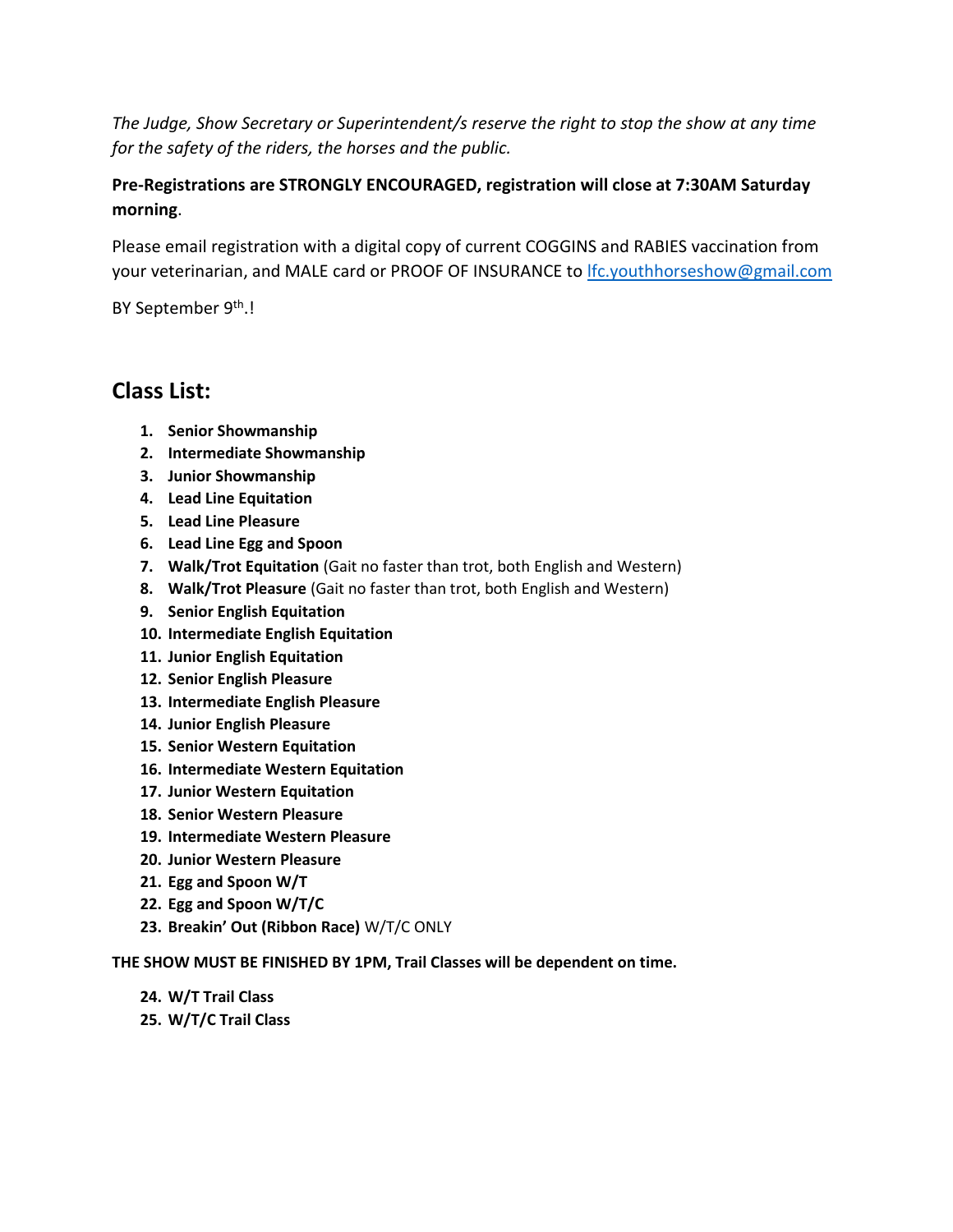*The Judge, Show Secretary or Superintendent/s reserve the right to stop the show at any time for the safety of the riders, the horses and the public.*

**Pre-Registrations are STRONGLY ENCOURAGED, registration will close at 7:30AM Saturday morning**.

Please email registration with a digital copy of current COGGINS and RABIES vaccination from your veterinarian, and MALE card or PROOF OF INSURANCE to lfc.youthhorseshow@gmail.com

BY September 9th.!

## Class List:

1. **Senior Showmanship**
2. **Intermediate Showmanship**
3. **Junior Showmanship**
4. **Lead Line Equitation**
5. **Lead Line Pleasure**
6. **Lead Line Egg and Spoon**
7. **Walk/Trot Equitation** (Gait no faster than trot, both English and Western)
8. **Walk/Trot Pleasure** (Gait no faster than trot, both English and Western)
9. **Senior English Equitation**
10. **Intermediate English Equitation**
11. **Junior English Equitation**
12. **Senior English Pleasure**
13. **Intermediate English Pleasure**
14. **Junior English Pleasure**
15. **Senior Western Equitation**
16. **Intermediate Western Equitation**
17. **Junior Western Equitation**
18. **Senior Western Pleasure**
19. **Intermediate Western Pleasure**
20. **Junior Western Pleasure**
21. **Egg and Spoon W/T**
22. **Egg and Spoon W/T/C**
23. **Breakin' Out (Ribbon Race)** W/T/C ONLY

**THE SHOW MUST BE FINISHED BY 1PM, Trail Classes will be dependent on time.**

24. **W/T Trail Class**
25. **W/T/C Trail Class**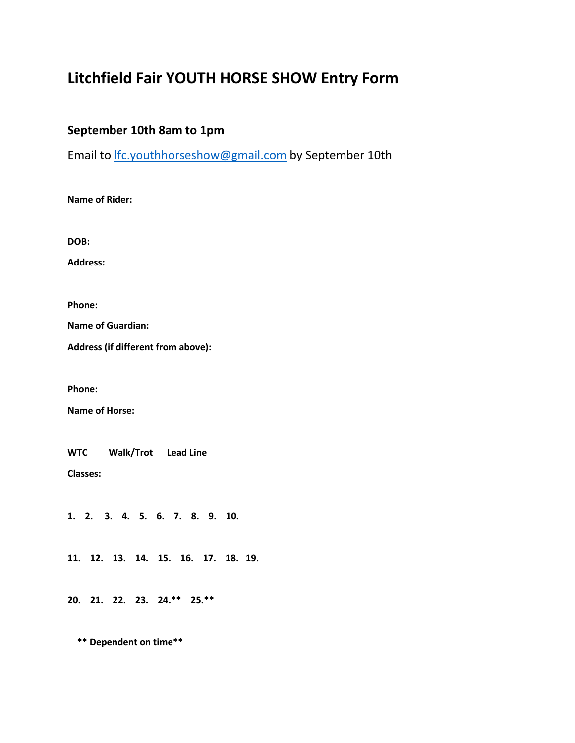# Litchfield Fair YOUTH HORSE SHOW Entry Form

## September 10th 8am to 1pm

Email to lfc.youthhorseshow@gmail.com by September 10th

**Name of Rider:**

**DOB:**

**Address:**

**Phone:**

**Name of Guardian:**

**Address (if different from above):**

**Phone:**

**Name of Horse:**

**WTC Walk/Trot Lead Line**

**Classes:**

**1. 2. 3. 4. 5. 6. 7. 8. 9. 10.**

**11. 12. 13. 14. 15. 16. 17. 18. 19.**

**20. 21. 22. 23. 24.** 25.****

**** Dependent on time****